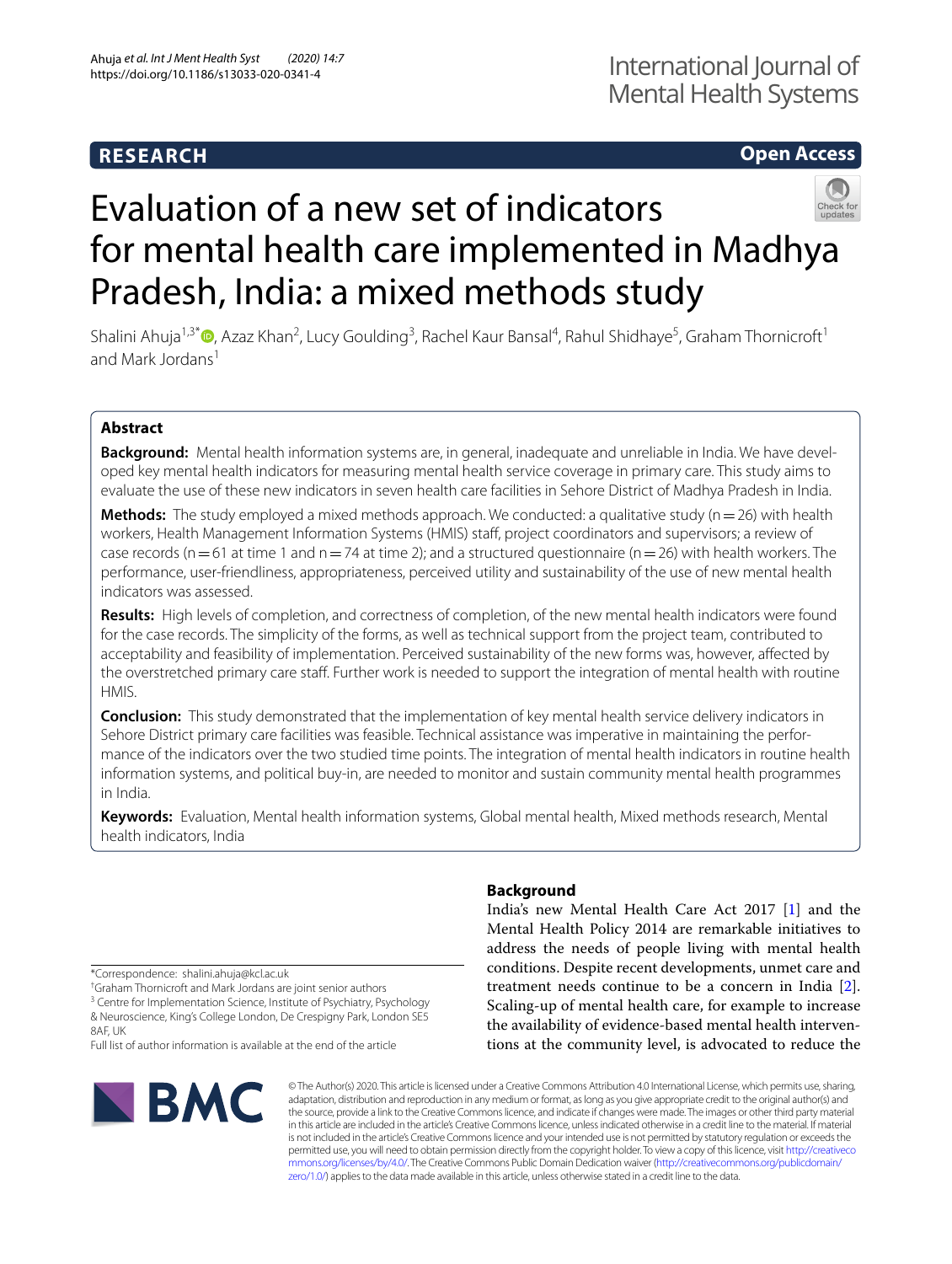**RESEARCH** **Open Access**

# Evaluation of a new set of indicators for mental health care implemented in Madhya Pradesh, India: a mixed methods study

Shalini Ahuja[1,3*], Azaz Khan[2], Lucy Goulding[3], Rachel Kaur Bansal[4], Rahul Shidhaye[5], Graham Thornicroft[1] and Mark Jordans[1]

## Abstract

**Background:** Mental health information systems are, in general, inadequate and unreliable in India. We have developed key mental health indicators for measuring mental health service coverage in primary care. This study aims to evaluate the use of these new indicators in seven health care facilities in Sehore District of Madhya Pradesh in India.

**Methods:** The study employed a mixed methods approach. We conducted: a qualitative study (n = 26) with health workers, Health Management Information Systems (HMIS) staff, project coordinators and supervisors; a review of case records (n = 61 at time 1 and n = 74 at time 2); and a structured questionnaire (n = 26) with health workers. The performance, user-friendliness, appropriateness, perceived utility and sustainability of the use of new mental health indicators was assessed.

**Results:** High levels of completion, and correctness of completion, of the new mental health indicators were found for the case records. The simplicity of the forms, as well as technical support from the project team, contributed to acceptability and feasibility of implementation. Perceived sustainability of the new forms was, however, affected by the overstretched primary care staff. Further work is needed to support the integration of mental health with routine HMIS.

**Conclusion:** This study demonstrated that the implementation of key mental health service delivery indicators in Sehore District primary care facilities was feasible. Technical assistance was imperative in maintaining the performance of the indicators over the two studied time points. The integration of mental health indicators in routine health information systems, and political buy-in, are needed to monitor and sustain community mental health programmes in India.

**Keywords:** Evaluation, Mental health information systems, Global mental health, Mixed methods research, Mental health indicators, India

## Background

India's new Mental Health Care Act 2017 [1] and the Mental Health Policy 2014 are remarkable initiatives to address the needs of people living with mental health conditions. Despite recent developments, unmet care and treatment needs continue to be a concern in India [2]. Scaling-up of mental health care, for example to increase the availability of evidence-based mental health interventions at the community level, is advocated to reduce the

*Correspondence: shalini.ahuja@kcl.ac.uk

†Graham Thornicroft and Mark Jordans are joint senior authors

[3] Centre for Implementation Science, Institute of Psychiatry, Psychology & Neuroscience, King's College London, De Crespigny Park, London SE5 8AF, UK

Full list of author information is available at the end of the article

© The Author(s) 2020. This article is licensed under a Creative Commons Attribution 4.0 International License, which permits use, sharing, adaptation, distribution and reproduction in any medium or format, as long as you give appropriate credit to the original author(s) and the source, provide a link to the Creative Commons licence, and indicate if changes were made. The images or other third party material in this article are included in the article's Creative Commons licence, unless indicated otherwise in a credit line to the material. If material is not included in the article's Creative Commons licence and your intended use is not permitted by statutory regulation or exceeds the permitted use, you will need to obtain permission directly from the copyright holder. To view a copy of this licence, visit http://creativecommons.org/licenses/by/4.0/. The Creative Commons Public Domain Dedication waiver (http://creativecommons.org/publicdomain/zero/1.0/) applies to the data made available in this article, unless otherwise stated in a credit line to the data.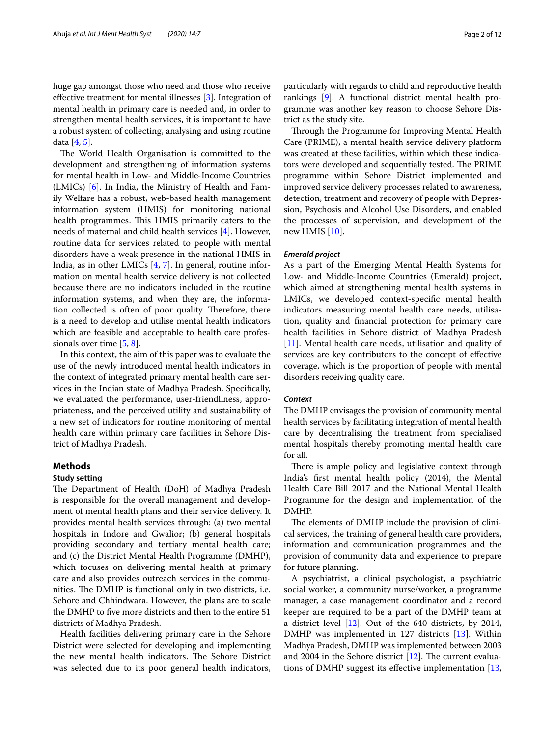huge gap amongst those who need and those who receive effective treatment for mental illnesses [3]. Integration of mental health in primary care is needed and, in order to strengthen mental health services, it is important to have a robust system of collecting, analysing and using routine data [4, 5].

The World Health Organisation is committed to the development and strengthening of information systems for mental health in Low- and Middle-Income Countries (LMICs) [6]. In India, the Ministry of Health and Family Welfare has a robust, web-based health management information system (HMIS) for monitoring national health programmes. This HMIS primarily caters to the needs of maternal and child health services [4]. However, routine data for services related to people with mental disorders have a weak presence in the national HMIS in India, as in other LMICs [4, 7]. In general, routine information on mental health service delivery is not collected because there are no indicators included in the routine information systems, and when they are, the information collected is often of poor quality. Therefore, there is a need to develop and utilise mental health indicators which are feasible and acceptable to health care professionals over time [5, 8].

In this context, the aim of this paper was to evaluate the use of the newly introduced mental health indicators in the context of integrated primary mental health care services in the Indian state of Madhya Pradesh. Specifically, we evaluated the performance, user-friendliness, appropriateness, and the perceived utility and sustainability of a new set of indicators for routine monitoring of mental health care within primary care facilities in Sehore District of Madhya Pradesh.

## Methods

### Study setting

The Department of Health (DoH) of Madhya Pradesh is responsible for the overall management and development of mental health plans and their service delivery. It provides mental health services through: (a) two mental hospitals in Indore and Gwalior; (b) general hospitals providing secondary and tertiary mental health care; and (c) the District Mental Health Programme (DMHP), which focuses on delivering mental health at primary care and also provides outreach services in the communities. The DMHP is functional only in two districts, i.e. Sehore and Chhindwara. However, the plans are to scale the DMHP to five more districts and then to the entire 51 districts of Madhya Pradesh.

Health facilities delivering primary care in the Sehore District were selected for developing and implementing the new mental health indicators. The Sehore District was selected due to its poor general health indicators, particularly with regards to child and reproductive health rankings [9]. A functional district mental health programme was another key reason to choose Sehore District as the study site.

Through the Programme for Improving Mental Health Care (PRIME), a mental health service delivery platform was created at these facilities, within which these indicators were developed and sequentially tested. The PRIME programme within Sehore District implemented and improved service delivery processes related to awareness, detection, treatment and recovery of people with Depression, Psychosis and Alcohol Use Disorders, and enabled the processes of supervision, and development of the new HMIS [10].

#### *Emerald project*

As a part of the Emerging Mental Health Systems for Low- and Middle-Income Countries (Emerald) project, which aimed at strengthening mental health systems in LMICs, we developed context-specific mental health indicators measuring mental health care needs, utilisation, quality and financial protection for primary care health facilities in Sehore district of Madhya Pradesh [11]. Mental health care needs, utilisation and quality of services are key contributors to the concept of effective coverage, which is the proportion of people with mental disorders receiving quality care.

#### *Context*

The DMHP envisages the provision of community mental health services by facilitating integration of mental health care by decentralising the treatment from specialised mental hospitals thereby promoting mental health care for all.

There is ample policy and legislative context through India's first mental health policy (2014), the Mental Health Care Bill 2017 and the National Mental Health Programme for the design and implementation of the DMHP.

The elements of DMHP include the provision of clinical services, the training of general health care providers, information and communication programmes and the provision of community data and experience to prepare for future planning.

A psychiatrist, a clinical psychologist, a psychiatric social worker, a community nurse/worker, a programme manager, a case management coordinator and a record keeper are required to be a part of the DMHP team at a district level [12]. Out of the 640 districts, by 2014, DMHP was implemented in 127 districts [13]. Within Madhya Pradesh, DMHP was implemented between 2003 and 2004 in the Sehore district [12]. The current evaluations of DMHP suggest its effective implementation [13,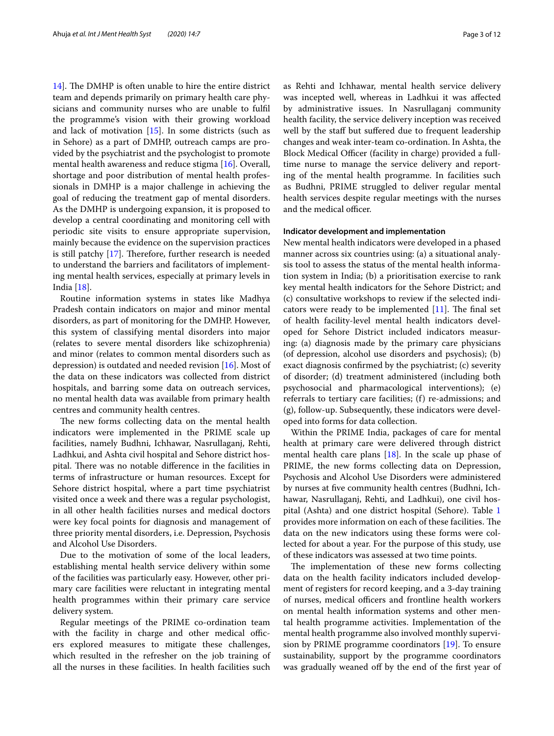14]. The DMHP is often unable to hire the entire district team and depends primarily on primary health care physicians and community nurses who are unable to fulfil the programme's vision with their growing workload and lack of motivation [15]. In some districts (such as in Sehore) as a part of DMHP, outreach camps are provided by the psychiatrist and the psychologist to promote mental health awareness and reduce stigma [16]. Overall, shortage and poor distribution of mental health professionals in DMHP is a major challenge in achieving the goal of reducing the treatment gap of mental disorders. As the DMHP is undergoing expansion, it is proposed to develop a central coordinating and monitoring cell with periodic site visits to ensure appropriate supervision, mainly because the evidence on the supervision practices is still patchy [17]. Therefore, further research is needed to understand the barriers and facilitators of implementing mental health services, especially at primary levels in India [18].

Routine information systems in states like Madhya Pradesh contain indicators on major and minor mental disorders, as part of monitoring for the DMHP. However, this system of classifying mental disorders into major (relates to severe mental disorders like schizophrenia) and minor (relates to common mental disorders such as depression) is outdated and needed revision [16]. Most of the data on these indicators was collected from district hospitals, and barring some data on outreach services, no mental health data was available from primary health centres and community health centres.

The new forms collecting data on the mental health indicators were implemented in the PRIME scale up facilities, namely Budhni, Ichhawar, Nasrullaganj, Rehti, Ladhkui, and Ashta civil hospital and Sehore district hospital. There was no notable difference in the facilities in terms of infrastructure or human resources. Except for Sehore district hospital, where a part time psychiatrist visited once a week and there was a regular psychologist, in all other health facilities nurses and medical doctors were key focal points for diagnosis and management of three priority mental disorders, i.e. Depression, Psychosis and Alcohol Use Disorders.

Due to the motivation of some of the local leaders, establishing mental health service delivery within some of the facilities was particularly easy. However, other primary care facilities were reluctant in integrating mental health programmes within their primary care service delivery system.

Regular meetings of the PRIME co-ordination team with the facility in charge and other medical officers explored measures to mitigate these challenges, which resulted in the refresher on the job training of all the nurses in these facilities. In health facilities such as Rehti and Ichhawar, mental health service delivery was incepted well, whereas in Ladhkui it was affected by administrative issues. In Nasrullaganj community health facility, the service delivery inception was received well by the staff but suffered due to frequent leadership changes and weak inter-team co-ordination. In Ashta, the Block Medical Officer (facility in charge) provided a full-time nurse to manage the service delivery and reporting of the mental health programme. In facilities such as Budhni, PRIME struggled to deliver regular mental health services despite regular meetings with the nurses and the medical officer.

#### Indicator development and implementation

New mental health indicators were developed in a phased manner across six countries using: (a) a situational analysis tool to assess the status of the mental health information system in India; (b) a prioritisation exercise to rank key mental health indicators for the Sehore District; and (c) consultative workshops to review if the selected indicators were ready to be implemented [11]. The final set of health facility-level mental health indicators developed for Sehore District included indicators measuring: (a) diagnosis made by the primary care physicians (of depression, alcohol use disorders and psychosis); (b) exact diagnosis confirmed by the psychiatrist; (c) severity of disorder; (d) treatment administered (including both psychosocial and pharmacological interventions); (e) referrals to tertiary care facilities; (f) re-admissions; and (g), follow-up. Subsequently, these indicators were developed into forms for data collection.

Within the PRIME India, packages of care for mental health at primary care were delivered through district mental health care plans [18]. In the scale up phase of PRIME, the new forms collecting data on Depression, Psychosis and Alcohol Use Disorders were administered by nurses at five community health centres (Budhni, Ichhawar, Nasrullaganj, Rehti, and Ladhkui), one civil hospital (Ashta) and one district hospital (Sehore). Table 1 provides more information on each of these facilities. The data on the new indicators using these forms were collected for about a year. For the purpose of this study, use of these indicators was assessed at two time points.

The implementation of these new forms collecting data on the health facility indicators included development of registers for record keeping, and a 3-day training of nurses, medical officers and frontline health workers on mental health information systems and other mental health programme activities. Implementation of the mental health programme also involved monthly supervision by PRIME programme coordinators [19]. To ensure sustainability, support by the programme coordinators was gradually weaned off by the end of the first year of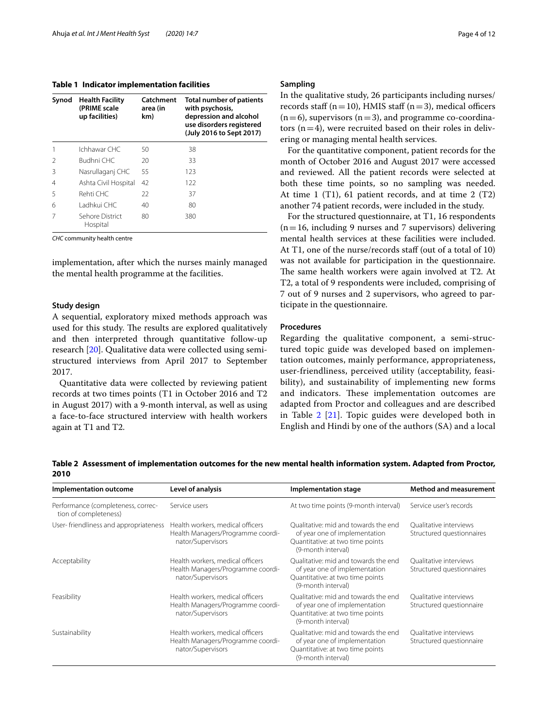**Table 1 Indicator implementation facilities**

| Synod | Health Facility (PRIME scale up facilities) | Catchment area (in km) | Total number of patients with psychosis, depression and alcohol use disorders registered (July 2016 to Sept 2017) |
|---|---|---|---|
| 1 | Ichhawar CHC | 50 | 38 |
| 2 | Budhni CHC | 20 | 33 |
| 3 | Nasrullaganj CHC | 55 | 123 |
| 4 | Ashta Civil Hospital | 42 | 122 |
| 5 | Rehti CHC | 22 | 37 |
| 6 | Ladhkui CHC | 40 | 80 |
| 7 | Sehore District Hospital | 80 | 380 |

*CHC* community health centre

implementation, after which the nurses mainly managed the mental health programme at the facilities.

### Study design

A sequential, exploratory mixed methods approach was used for this study. The results are explored qualitatively and then interpreted through quantitative follow-up research [20]. Qualitative data were collected using semi-structured interviews from April 2017 to September 2017.

Quantitative data were collected by reviewing patient records at two times points (T1 in October 2016 and T2 in August 2017) with a 9-month interval, as well as using a face-to-face structured interview with health workers again at T1 and T2.

### Sampling

In the qualitative study, 26 participants including nurses/records staff ($n=10$), HMIS staff ($n=3$), medical officers ($n=6$), supervisors ($n=3$), and programme co-coordinators ($n=4$), were recruited based on their roles in delivering or managing mental health services.

For the quantitative component, patient records for the month of October 2016 and August 2017 were accessed and reviewed. All the patient records were selected at both these time points, so no sampling was needed. At time 1 (T1), 61 patient records, and at time 2 (T2) another 74 patient records, were included in the study.

For the structured questionnaire, at T1, 16 respondents ($n=16$, including 9 nurses and 7 supervisors) delivering mental health services at these facilities were included. At T1, one of the nurse/records staff (out of a total of 10) was not available for participation in the questionnaire. The same health workers were again involved at T2. At T2, a total of 9 respondents were included, comprising of 7 out of 9 nurses and 2 supervisors, who agreed to participate in the questionnaire.

### Procedures

Regarding the qualitative component, a semi-structured topic guide was developed based on implementation outcomes, mainly performance, appropriateness, user-friendliness, perceived utility (acceptability, feasibility), and sustainability of implementing new forms and indicators. These implementation outcomes are adapted from Proctor and colleagues and are described in Table 2 [21]. Topic guides were developed both in English and Hindi by one of the authors (SA) and a local

**Table 2 Assessment of implementation outcomes for the new mental health information system. Adapted from Proctor, 2010**

| Implementation outcome | Level of analysis | Implementation stage | Method and measurement |
|---|---|---|---|
| Performance (completeness, correction of completeness) | Service users | At two time points (9-month interval) | Service user's records |
| User- friendliness and appropriateness | Health workers, medical officers Health Managers/Programme coordinator/Supervisors | Qualitative: mid and towards the end of year one of implementation Quantitative: at two time points (9-month interval) | Qualitative interviews Structured questionnaires |
| Acceptability | Health workers, medical officers Health Managers/Programme coordinator/Supervisors | Qualitative: mid and towards the end of year one of implementation Quantitative: at two time points (9-month interval) | Qualitative interviews Structured questionnaires |
| Feasibility | Health workers, medical officers Health Managers/Programme coordinator/Supervisors | Qualitative: mid and towards the end of year one of implementation Quantitative: at two time points (9-month interval) | Qualitative interviews Structured questionnaire |
| Sustainability | Health workers, medical officers Health Managers/Programme coordinator/Supervisors | Qualitative: mid and towards the end of year one of implementation Quantitative: at two time points (9-month interval) | Qualitative interviews Structured questionnaire |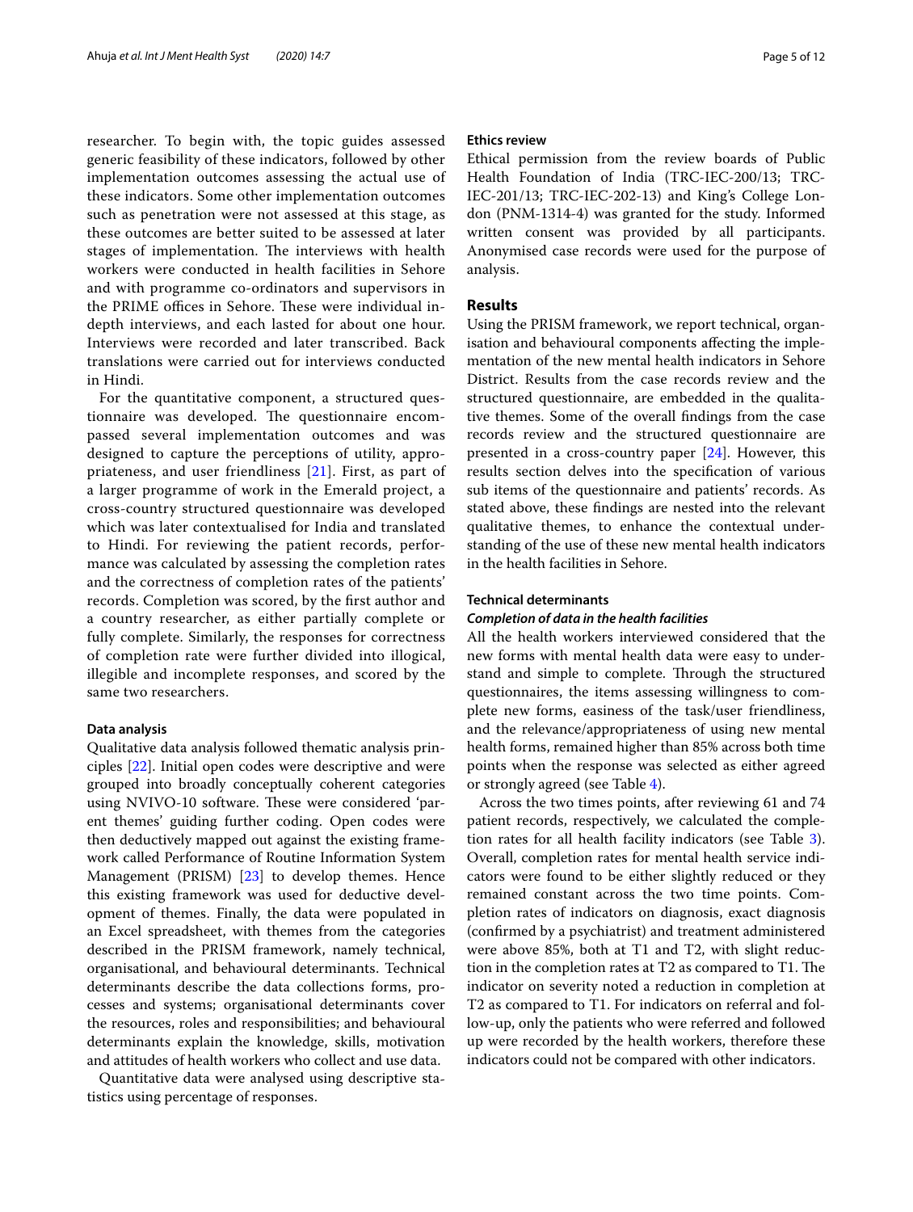researcher. To begin with, the topic guides assessed generic feasibility of these indicators, followed by other implementation outcomes assessing the actual use of these indicators. Some other implementation outcomes such as penetration were not assessed at this stage, as these outcomes are better suited to be assessed at later stages of implementation. The interviews with health workers were conducted in health facilities in Sehore and with programme co-ordinators and supervisors in the PRIME offices in Sehore. These were individual in-depth interviews, and each lasted for about one hour. Interviews were recorded and later transcribed. Back translations were carried out for interviews conducted in Hindi.

For the quantitative component, a structured questionnaire was developed. The questionnaire encompassed several implementation outcomes and was designed to capture the perceptions of utility, appropriateness, and user friendliness [21]. First, as part of a larger programme of work in the Emerald project, a cross-country structured questionnaire was developed which was later contextualised for India and translated to Hindi. For reviewing the patient records, performance was calculated by assessing the completion rates and the correctness of completion rates of the patients' records. Completion was scored, by the first author and a country researcher, as either partially complete or fully complete. Similarly, the responses for correctness of completion rate were further divided into illogical, illegible and incomplete responses, and scored by the same two researchers.

#### Data analysis

Qualitative data analysis followed thematic analysis principles [22]. Initial open codes were descriptive and were grouped into broadly conceptually coherent categories using NVIVO-10 software. These were considered 'parent themes' guiding further coding. Open codes were then deductively mapped out against the existing framework called Performance of Routine Information System Management (PRISM) [23] to develop themes. Hence this existing framework was used for deductive development of themes. Finally, the data were populated in an Excel spreadsheet, with themes from the categories described in the PRISM framework, namely technical, organisational, and behavioural determinants. Technical determinants describe the data collections forms, processes and systems; organisational determinants cover the resources, roles and responsibilities; and behavioural determinants explain the knowledge, skills, motivation and attitudes of health workers who collect and use data.

Quantitative data were analysed using descriptive statistics using percentage of responses.

#### Ethics review

Ethical permission from the review boards of Public Health Foundation of India (TRC-IEC-200/13; TRC-IEC-201/13; TRC-IEC-202-13) and King's College London (PNM-1314-4) was granted for the study. Informed written consent was provided by all participants. Anonymised case records were used for the purpose of analysis.

## Results

Using the PRISM framework, we report technical, organisation and behavioural components affecting the implementation of the new mental health indicators in Sehore District. Results from the case records review and the structured questionnaire, are embedded in the qualitative themes. Some of the overall findings from the case records review and the structured questionnaire are presented in a cross-country paper [24]. However, this results section delves into the specification of various sub items of the questionnaire and patients' records. As stated above, these findings are nested into the relevant qualitative themes, to enhance the contextual understanding of the use of these new mental health indicators in the health facilities in Sehore.

#### Technical determinants

##### *Completion of data in the health facilities*

All the health workers interviewed considered that the new forms with mental health data were easy to understand and simple to complete. Through the structured questionnaires, the items assessing willingness to complete new forms, easiness of the task/user friendliness, and the relevance/appropriateness of using new mental health forms, remained higher than 85% across both time points when the response was selected as either agreed or strongly agreed (see Table 4).

Across the two times points, after reviewing 61 and 74 patient records, respectively, we calculated the completion rates for all health facility indicators (see Table 3). Overall, completion rates for mental health service indicators were found to be either slightly reduced or they remained constant across the two time points. Completion rates of indicators on diagnosis, exact diagnosis (confirmed by a psychiatrist) and treatment administered were above 85%, both at T1 and T2, with slight reduction in the completion rates at T2 as compared to T1. The indicator on severity noted a reduction in completion at T2 as compared to T1. For indicators on referral and follow-up, only the patients who were referred and followed up were recorded by the health workers, therefore these indicators could not be compared with other indicators.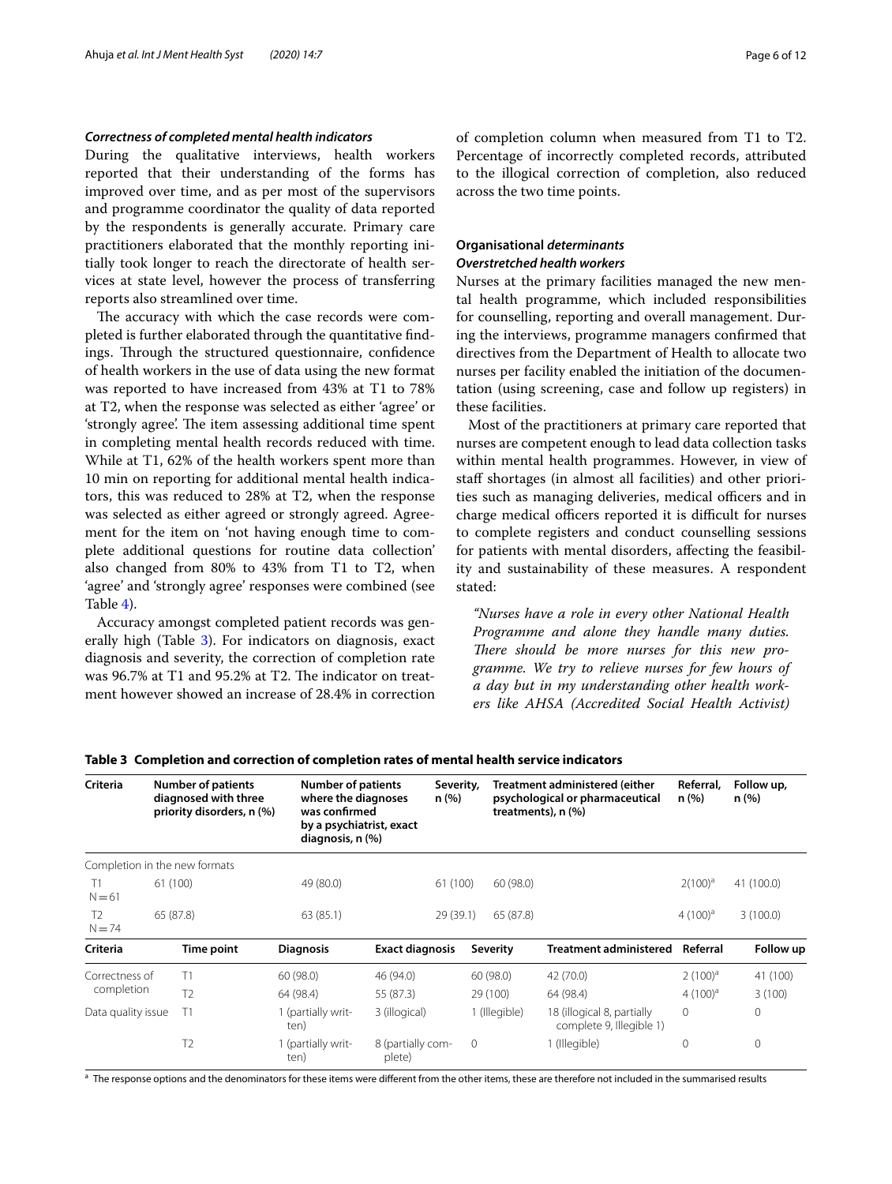### *Correctness of completed mental health indicators*

During the qualitative interviews, health workers reported that their understanding of the forms has improved over time, and as per most of the supervisors and programme coordinator the quality of data reported by the respondents is generally accurate. Primary care practitioners elaborated that the monthly reporting initially took longer to reach the directorate of health services at state level, however the process of transferring reports also streamlined over time.

The accuracy with which the case records were completed is further elaborated through the quantitative findings. Through the structured questionnaire, confidence of health workers in the use of data using the new format was reported to have increased from 43% at T1 to 78% at T2, when the response was selected as either 'agree' or 'strongly agree'. The item assessing additional time spent in completing mental health records reduced with time. While at T1, 62% of the health workers spent more than 10 min on reporting for additional mental health indicators, this was reduced to 28% at T2, when the response was selected as either agreed or strongly agreed. Agreement for the item on 'not having enough time to complete additional questions for routine data collection' also changed from 80% to 43% from T1 to T2, when 'agree' and 'strongly agree' responses were combined (see Table 4).

Accuracy amongst completed patient records was generally high (Table 3). For indicators on diagnosis, exact diagnosis and severity, the correction of completion rate was 96.7% at T1 and 95.2% at T2. The indicator on treatment however showed an increase of 28.4% in correction of completion column when measured from T1 to T2. Percentage of incorrectly completed records, attributed to the illogical correction of completion, also reduced across the two time points.

## Organisational *determinants*

### *Overstretched health workers*

Nurses at the primary facilities managed the new mental health programme, which included responsibilities for counselling, reporting and overall management. During the interviews, programme managers confirmed that directives from the Department of Health to allocate two nurses per facility enabled the initiation of the documentation (using screening, case and follow up registers) in these facilities.

Most of the practitioners at primary care reported that nurses are competent enough to lead data collection tasks within mental health programmes. However, in view of staff shortages (in almost all facilities) and other priorities such as managing deliveries, medical officers and in charge medical officers reported it is difficult for nurses to complete registers and conduct counselling sessions for patients with mental disorders, affecting the feasibility and sustainability of these measures. A respondent stated:

> *"Nurses have a role in every other National Health Programme and alone they handle many duties. There should be more nurses for this new programme. We try to relieve nurses for few hours of a day but in my understanding other health workers like AHSA (Accredited Social Health Activist)*

**Table 3 Completion and correction of completion rates of mental health service indicators**

| Criteria | Number of patients diagnosed with three priority disorders, n (%) | Number of patients where the diagnoses was confirmed by a psychiatrist, exact diagnosis, n (%) | Severity, n (%) | Treatment administered (either psychological or pharmaceutical treatments), n (%) | Referral, n (%) | Follow up, n (%) |
|---|---|---|---|---|---|---|
| Completion in the new formats | | | | | | |
| T1 N = 61 | 61 (100) | 49 (80.0) | 61 (100) | 60 (98.0) | 2(100)[a] | 41 (100.0) |
| T2 N = 74 | 65 (87.8) | 63 (85.1) | 29 (39.1) | 65 (87.8) | 4 (100)[a] | 3 (100.0) |

| Criteria | Time point | Diagnosis | Exact diagnosis | Severity | Treatment administered | Referral | Follow up |
|---|---|---|---|---|---|---|---|
| Correctness of completion | T1 | 60 (98.0) | 46 (94.0) | 60 (98.0) | 42 (70.0) | 2 (100)[a] | 41 (100) |
| | T2 | 64 (98.4) | 55 (87.3) | 29 (100) | 64 (98.4) | 4 (100)[a] | 3 (100) |
| Data quality issue | T1 | 1 (partially written) | 3 (illogical) | 1 (Illegible) | 18 (illogical 8, partially complete 9, Illegible 1) | 0 | 0 |
| | T2 | 1 (partially written) | 8 (partially complete) | 0 | 1 (Illegible) | 0 | 0 |

[a] The response options and the denominators for these items were different from the other items, these are therefore not included in the summarised results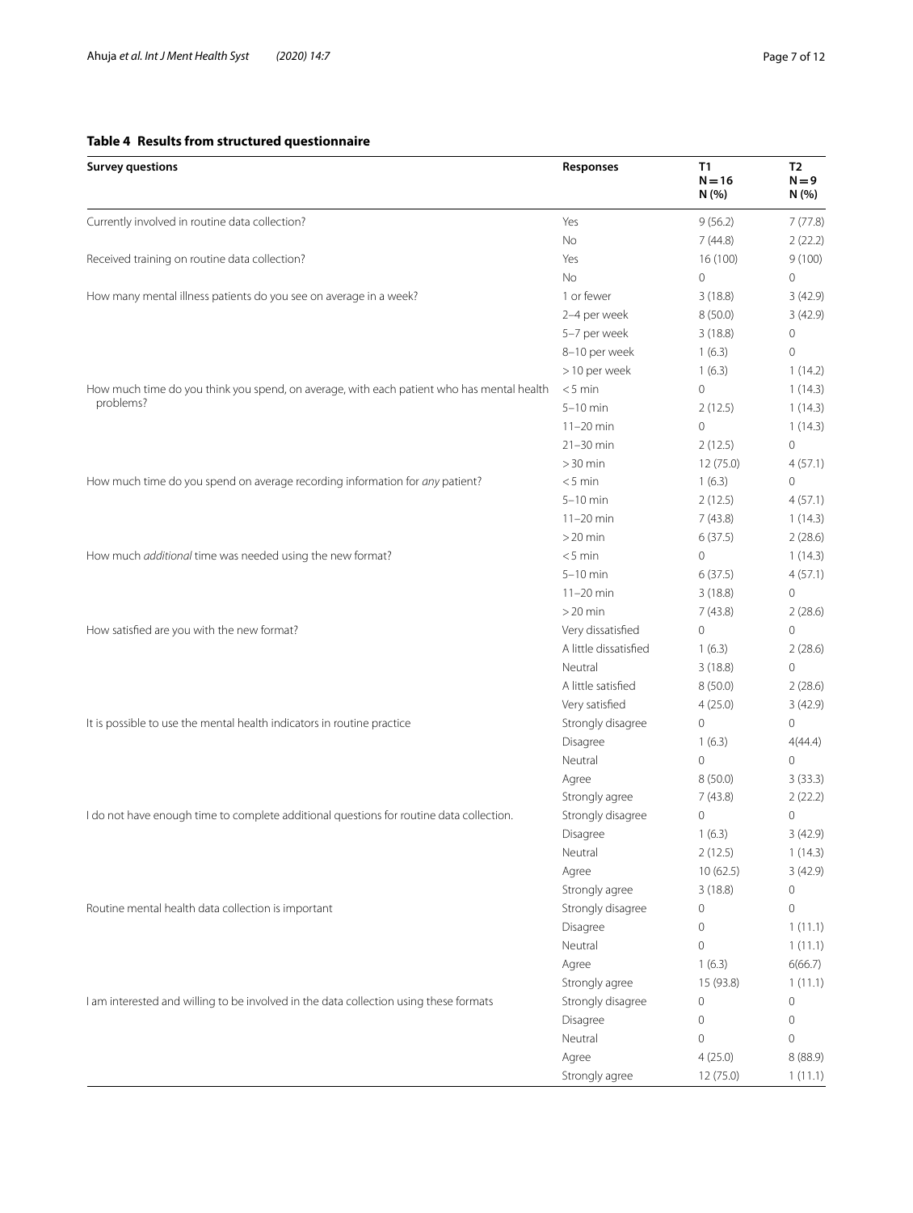**Table 4 Results from structured questionnaire**

| Survey questions | Responses | T1 N = 16 N (%) | T2 N = 9 N (%) |
|---|---|---|---|
| Currently involved in routine data collection? | Yes | 9 (56.2) | 7 (77.8) |
| | No | 7 (44.8) | 2 (22.2) |
| Received training on routine data collection? | Yes | 16 (100) | 9 (100) |
| | No | 0 | 0 |
| How many mental illness patients do you see on average in a week? | 1 or fewer | 3 (18.8) | 3 (42.9) |
| | 2–4 per week | 8 (50.0) | 3 (42.9) |
| | 5–7 per week | 3 (18.8) | 0 |
| | 8–10 per week | 1 (6.3) | 0 |
| | > 10 per week | 1 (6.3) | 1 (14.2) |
| How much time do you think you spend, on average, with each patient who has mental health problems? | < 5 min | 0 | 1 (14.3) |
| | 5–10 min | 2 (12.5) | 1 (14.3) |
| | 11–20 min | 0 | 1 (14.3) |
| | 21–30 min | 2 (12.5) | 0 |
| | > 30 min | 12 (75.0) | 4 (57.1) |
| How much time do you spend on average recording information for *any* patient? | < 5 min | 1 (6.3) | 0 |
| | 5–10 min | 2 (12.5) | 4 (57.1) |
| | 11–20 min | 7 (43.8) | 1 (14.3) |
| | > 20 min | 6 (37.5) | 2 (28.6) |
| How much *additional* time was needed using the new format? | < 5 min | 0 | 1 (14.3) |
| | 5–10 min | 6 (37.5) | 4 (57.1) |
| | 11–20 min | 3 (18.8) | 0 |
| | > 20 min | 7 (43.8) | 2 (28.6) |
| How satisfied are you with the new format? | Very dissatisfied | 0 | 0 |
| | A little dissatisfied | 1 (6.3) | 2 (28.6) |
| | Neutral | 3 (18.8) | 0 |
| | A little satisfied | 8 (50.0) | 2 (28.6) |
| | Very satisfied | 4 (25.0) | 3 (42.9) |
| It is possible to use the mental health indicators in routine practice | Strongly disagree | 0 | 0 |
| | Disagree | 1 (6.3) | 4(44.4) |
| | Neutral | 0 | 0 |
| | Agree | 8 (50.0) | 3 (33.3) |
| | Strongly agree | 7 (43.8) | 2 (22.2) |
| I do not have enough time to complete additional questions for routine data collection. | Strongly disagree | 0 | 0 |
| | Disagree | 1 (6.3) | 3 (42.9) |
| | Neutral | 2 (12.5) | 1 (14.3) |
| | Agree | 10 (62.5) | 3 (42.9) |
| | Strongly agree | 3 (18.8) | 0 |
| Routine mental health data collection is important | Strongly disagree | 0 | 0 |
| | Disagree | 0 | 1 (11.1) |
| | Neutral | 0 | 1 (11.1) |
| | Agree | 1 (6.3) | 6(66.7) |
| | Strongly agree | 15 (93.8) | 1 (11.1) |
| I am interested and willing to be involved in the data collection using these formats | Strongly disagree | 0 | 0 |
| | Disagree | 0 | 0 |
| | Neutral | 0 | 0 |
| | Agree | 4 (25.0) | 8 (88.9) |
| | Strongly agree | 12 (75.0) | 1 (11.1) |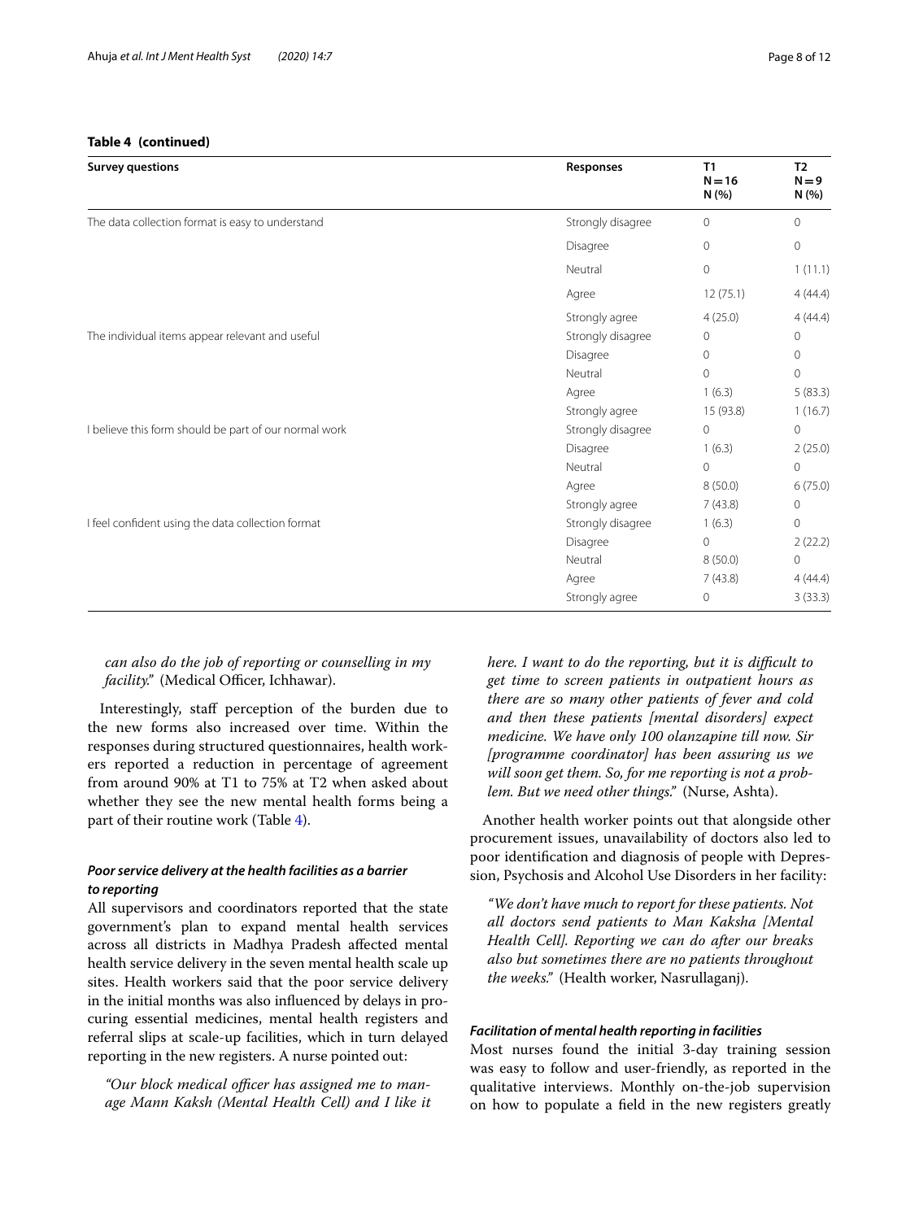**Table 4 (continued)**

| Survey questions | Responses | T1 N = 16 N (%) | T2 N = 9 N (%) |
|---|---|---|---|
| The data collection format is easy to understand | Strongly disagree | 0 | 0 |
| | Disagree | 0 | 0 |
| | Neutral | 0 | 1 (11.1) |
| | Agree | 12 (75.1) | 4 (44.4) |
| | Strongly agree | 4 (25.0) | 4 (44.4) |
| The individual items appear relevant and useful | Strongly disagree | 0 | 0 |
| | Disagree | 0 | 0 |
| | Neutral | 0 | 0 |
| | Agree | 1 (6.3) | 5 (83.3) |
| | Strongly agree | 15 (93.8) | 1 (16.7) |
| I believe this form should be part of our normal work | Strongly disagree | 0 | 0 |
| | Disagree | 1 (6.3) | 2 (25.0) |
| | Neutral | 0 | 0 |
| | Agree | 8 (50.0) | 6 (75.0) |
| | Strongly agree | 7 (43.8) | 0 |
| I feel confident using the data collection format | Strongly disagree | 1 (6.3) | 0 |
| | Disagree | 0 | 2 (22.2) |
| | Neutral | 8 (50.0) | 0 |
| | Agree | 7 (43.8) | 4 (44.4) |
| | Strongly agree | 0 | 3 (33.3) |

*can also do the job of reporting or counselling in my facility*." (Medical Officer, Ichhawar).

Interestingly, staff perception of the burden due to the new forms also increased over time. Within the responses during structured questionnaires, health workers reported a reduction in percentage of agreement from around 90% at T1 to 75% at T2 when asked about whether they see the new mental health forms being a part of their routine work (Table 4).

#### *Poor service delivery at the health facilities as a barrier to reporting*

All supervisors and coordinators reported that the state government's plan to expand mental health services across all districts in Madhya Pradesh affected mental health service delivery in the seven mental health scale up sites. Health workers said that the poor service delivery in the initial months was also influenced by delays in procuring essential medicines, mental health registers and referral slips at scale-up facilities, which in turn delayed reporting in the new registers. A nurse pointed out:

> *"Our block medical officer has assigned me to manage Mann Kaksh (Mental Health Cell) and I like it here. I want to do the reporting, but it is difficult to get time to screen patients in outpatient hours as there are so many other patients of fever and cold and then these patients [mental disorders] expect medicine. We have only 100 olanzapine till now. Sir [programme coordinator] has been assuring us we will soon get them. So, for me reporting is not a problem. But we need other things."* (Nurse, Ashta).

Another health worker points out that alongside other procurement issues, unavailability of doctors also led to poor identification and diagnosis of people with Depression, Psychosis and Alcohol Use Disorders in her facility:

> *"We don't have much to report for these patients. Not all doctors send patients to Man Kaksha [Mental Health Cell]. Reporting we can do after our breaks also but sometimes there are no patients throughout the weeks."* (Health worker, Nasrullaganj).

#### *Facilitation of mental health reporting in facilities*

Most nurses found the initial 3-day training session was easy to follow and user-friendly, as reported in the qualitative interviews. Monthly on-the-job supervision on how to populate a field in the new registers greatly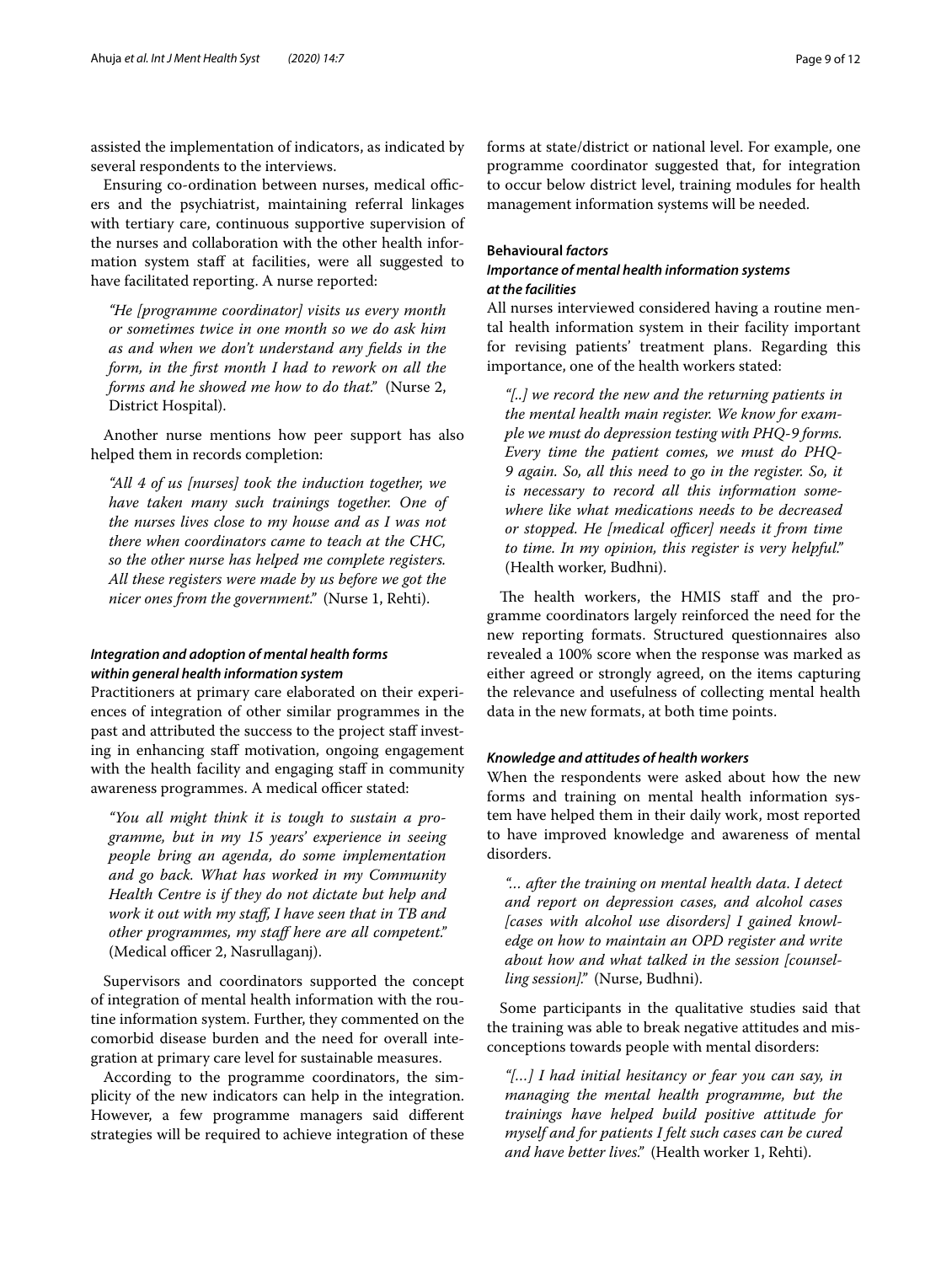assisted the implementation of indicators, as indicated by several respondents to the interviews.

Ensuring co-ordination between nurses, medical officers and the psychiatrist, maintaining referral linkages with tertiary care, continuous supportive supervision of the nurses and collaboration with the other health information system staff at facilities, were all suggested to have facilitated reporting. A nurse reported:

> *"He [programme coordinator] visits us every month or sometimes twice in one month so we do ask him as and when we don't understand any fields in the form, in the first month I had to rework on all the forms and he showed me how to do that."* (Nurse 2, District Hospital).

Another nurse mentions how peer support has also helped them in records completion:

> *"All 4 of us [nurses] took the induction together, we have taken many such trainings together. One of the nurses lives close to my house and as I was not there when coordinators came to teach at the CHC, so the other nurse has helped me complete registers. All these registers were made by us before we got the nicer ones from the government."* (Nurse 1, Rehti).

#### *Integration and adoption of mental health forms within general health information system*

Practitioners at primary care elaborated on their experiences of integration of other similar programmes in the past and attributed the success to the project staff investing in enhancing staff motivation, ongoing engagement with the health facility and engaging staff in community awareness programmes. A medical officer stated:

> *"You all might think it is tough to sustain a programme, but in my 15 years' experience in seeing people bring an agenda, do some implementation and go back. What has worked in my Community Health Centre is if they do not dictate but help and work it out with my staff, I have seen that in TB and other programmes, my staff here are all competent."* (Medical officer 2, Nasrullaganj).

Supervisors and coordinators supported the concept of integration of mental health information with the routine information system. Further, they commented on the comorbid disease burden and the need for overall integration at primary care level for sustainable measures.

According to the programme coordinators, the simplicity of the new indicators can help in the integration. However, a few programme managers said different strategies will be required to achieve integration of these forms at state/district or national level. For example, one programme coordinator suggested that, for integration to occur below district level, training modules for health management information systems will be needed.

### **Behavioural *factors***

#### *Importance of mental health information systems at the facilities*

All nurses interviewed considered having a routine mental health information system in their facility important for revising patients' treatment plans. Regarding this importance, one of the health workers stated:

> *"[..] we record the new and the returning patients in the mental health main register. We know for example we must do depression testing with PHQ-9 forms. Every time the patient comes, we must do PHQ-9 again. So, all this need to go in the register. So, it is necessary to record all this information somewhere like what medications needs to be decreased or stopped. He [medical officer] needs it from time to time. In my opinion, this register is very helpful."* (Health worker, Budhni).

The health workers, the HMIS staff and the programme coordinators largely reinforced the need for the new reporting formats. Structured questionnaires also revealed a 100% score when the response was marked as either agreed or strongly agreed, on the items capturing the relevance and usefulness of collecting mental health data in the new formats, at both time points.

#### *Knowledge and attitudes of health workers*

When the respondents were asked about how the new forms and training on mental health information system have helped them in their daily work, most reported to have improved knowledge and awareness of mental disorders.

> *"... after the training on mental health data. I detect and report on depression cases, and alcohol cases [cases with alcohol use disorders] I gained knowledge on how to maintain an OPD register and write about how and what talked in the session [counselling session]."* (Nurse, Budhni).

Some participants in the qualitative studies said that the training was able to break negative attitudes and misconceptions towards people with mental disorders:

> *"[...] I had initial hesitancy or fear you can say, in managing the mental health programme, but the trainings have helped build positive attitude for myself and for patients I felt such cases can be cured and have better lives."* (Health worker 1, Rehti).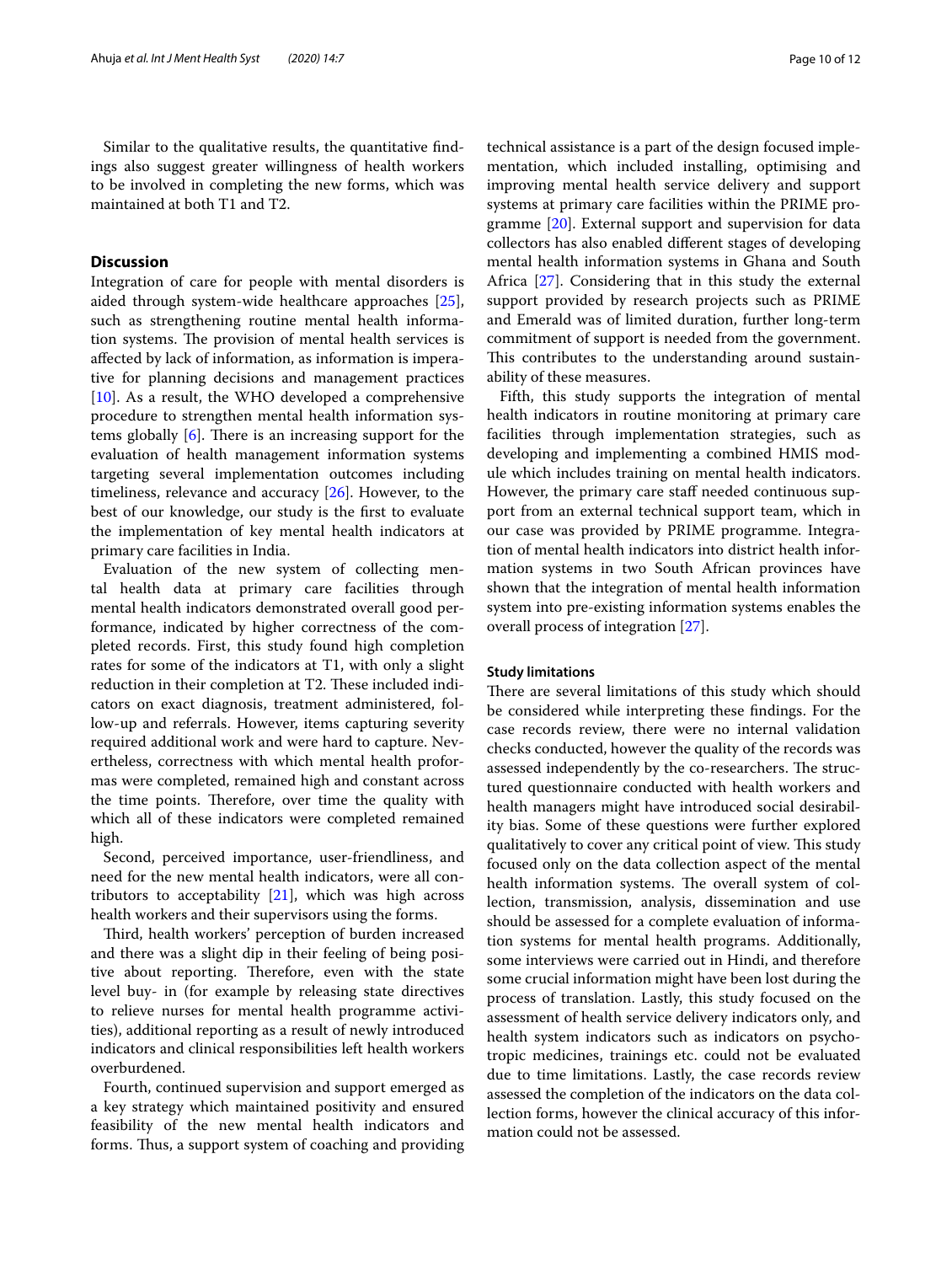Similar to the qualitative results, the quantitative findings also suggest greater willingness of health workers to be involved in completing the new forms, which was maintained at both T1 and T2.

## Discussion

Integration of care for people with mental disorders is aided through system-wide healthcare approaches [25], such as strengthening routine mental health information systems. The provision of mental health services is affected by lack of information, as information is imperative for planning decisions and management practices [10]. As a result, the WHO developed a comprehensive procedure to strengthen mental health information systems globally [6]. There is an increasing support for the evaluation of health management information systems targeting several implementation outcomes including timeliness, relevance and accuracy [26]. However, to the best of our knowledge, our study is the first to evaluate the implementation of key mental health indicators at primary care facilities in India.

Evaluation of the new system of collecting mental health data at primary care facilities through mental health indicators demonstrated overall good performance, indicated by higher correctness of the completed records. First, this study found high completion rates for some of the indicators at T1, with only a slight reduction in their completion at T2. These included indicators on exact diagnosis, treatment administered, follow-up and referrals. However, items capturing severity required additional work and were hard to capture. Nevertheless, correctness with which mental health proformas were completed, remained high and constant across the time points. Therefore, over time the quality with which all of these indicators were completed remained high.

Second, perceived importance, user-friendliness, and need for the new mental health indicators, were all contributors to acceptability [21], which was high across health workers and their supervisors using the forms.

Third, health workers' perception of burden increased and there was a slight dip in their feeling of being positive about reporting. Therefore, even with the state level buy- in (for example by releasing state directives to relieve nurses for mental health programme activities), additional reporting as a result of newly introduced indicators and clinical responsibilities left health workers overburdened.

Fourth, continued supervision and support emerged as a key strategy which maintained positivity and ensured feasibility of the new mental health indicators and forms. Thus, a support system of coaching and providing technical assistance is a part of the design focused implementation, which included installing, optimising and improving mental health service delivery and support systems at primary care facilities within the PRIME programme [20]. External support and supervision for data collectors has also enabled different stages of developing mental health information systems in Ghana and South Africa [27]. Considering that in this study the external support provided by research projects such as PRIME and Emerald was of limited duration, further long-term commitment of support is needed from the government. This contributes to the understanding around sustainability of these measures.

Fifth, this study supports the integration of mental health indicators in routine monitoring at primary care facilities through implementation strategies, such as developing and implementing a combined HMIS module which includes training on mental health indicators. However, the primary care staff needed continuous support from an external technical support team, which in our case was provided by PRIME programme. Integration of mental health indicators into district health information systems in two South African provinces have shown that the integration of mental health information system into pre-existing information systems enables the overall process of integration [27].

### Study limitations

There are several limitations of this study which should be considered while interpreting these findings. For the case records review, there were no internal validation checks conducted, however the quality of the records was assessed independently by the co-researchers. The structured questionnaire conducted with health workers and health managers might have introduced social desirability bias. Some of these questions were further explored qualitatively to cover any critical point of view. This study focused only on the data collection aspect of the mental health information systems. The overall system of collection, transmission, analysis, dissemination and use should be assessed for a complete evaluation of information systems for mental health programs. Additionally, some interviews were carried out in Hindi, and therefore some crucial information might have been lost during the process of translation. Lastly, this study focused on the assessment of health service delivery indicators only, and health system indicators such as indicators on psychotropic medicines, trainings etc. could not be evaluated due to time limitations. Lastly, the case records review assessed the completion of the indicators on the data collection forms, however the clinical accuracy of this information could not be assessed.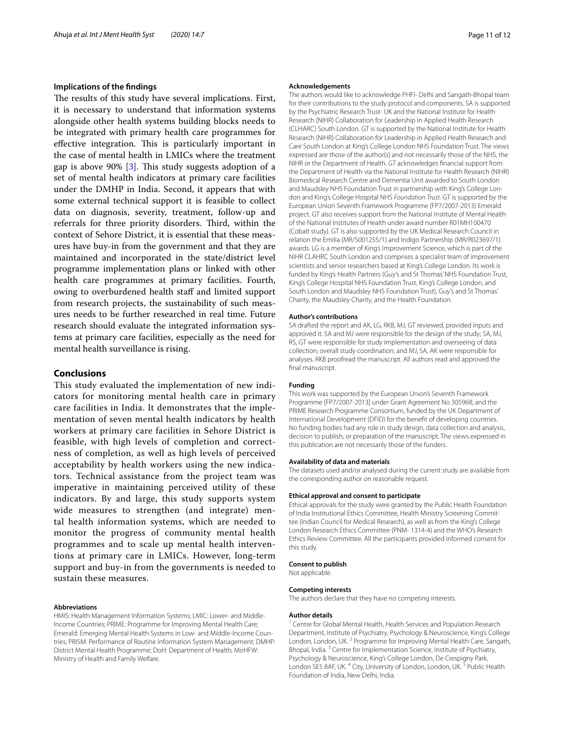### Implications of the findings

The results of this study have several implications. First, it is necessary to understand that information systems alongside other health systems building blocks needs to be integrated with primary health care programmes for effective integration. This is particularly important in the case of mental health in LMICs where the treatment gap is above 90% [3]. This study suggests adoption of a set of mental health indicators at primary care facilities under the DMHP in India. Second, it appears that with some external technical support it is feasible to collect data on diagnosis, severity, treatment, follow-up and referrals for three priority disorders. Third, within the context of Sehore District, it is essential that these measures have buy-in from the government and that they are maintained and incorporated in the state/district level programme implementation plans or linked with other health care programmes at primary facilities. Fourth, owing to overburdened health staff and limited support from research projects, the sustainability of such measures needs to be further researched in real time. Future research should evaluate the integrated information systems at primary care facilities, especially as the need for mental health surveillance is rising.

## Conclusions

This study evaluated the implementation of new indicators for monitoring mental health care in primary care facilities in India. It demonstrates that the implementation of seven mental health indicators by health workers at primary care facilities in Sehore District is feasible, with high levels of completion and correctness of completion, as well as high levels of perceived acceptability by health workers using the new indicators. Technical assistance from the project team was imperative in maintaining perceived utility of these indicators. By and large, this study supports system wide measures to strengthen (and integrate) mental health information systems, which are needed to monitor the progress of community mental health programmes and to scale up mental health interventions at primary care in LMICs. However, long-term support and buy-in from the governments is needed to sustain these measures.

#### Abbreviations

HMIS: Health Management Information Systems; LMIC: Lower- and Middle-Income Countries; PRIME: Programme for Improving Mental Health Care; Emerald: Emerging Mental Health Systems in Low- and Middle-Income Countries; PRISM: Performance of Routine Information System Management; DMHP: District Mental Health Programme; DoH: Department of Health; MoHFW: Ministry of Health and Family Welfare.

#### Acknowledgements

The authors would like to acknowledge PHFI- Delhi and Sangath-Bhopal team for their contributions to the study protocol and components. SA is supported by the Psychiatric Research Trust- UK and the National Institute for Health Research (NIHR) Collaboration for Leadership in Applied Health Research (CLHARC) South London. GT is supported by the National Institute for Health Research (NIHR) Collaboration for Leadership in Applied Health Research and Care South London at King's College London NHS Foundation Trust. The views expressed are those of the author(s) and not necessarily those of the NHS, the NIHR or the Department of Health. *GT* acknowledges financial support from the Department of Health via the National Institute for Health Research (NIHR) Biomedical Research Centre and Dementia Unit awarded to South London and Maudsley NHS Foundation Trust in partnership with King's College London and King's College Hospital NHS *Foundation Trust*. GT is supported by the European Union Seventh Framework Programme (FP7/2007-2013) Emerald project. GT also receives support from the National Institute of Mental Health of the National Institutes of Health under award number R01MH100470 (Cobalt study). GT is also supported by the UK Medical Research Council in relation the Emilia (MR/S001255/1) and Indigo Partnership (MR/R023697/1) awards. LG is a member of King's Improvement Science, which is part of the NIHR CLAHRC South London and comprises a specialist team of improvement scientists and senior researchers based at King's College London. Its work is funded by King's Health Partners (Guy's and St Thomas' NHS Foundation Trust, King's College Hospital NHS Foundation Trust, King's College London, and South London and Maudsley NHS Foundation Trust), Guy's and St Thomas' Charity, the Maudsley Charity, and the Health Foundation.

#### Author's contributions

SA drafted the report and AK, LG, RKB, MJ, GT reviewed, provided inputs and approved it. SA and MJ were responsible for the design of the study; SA, MJ, RS, GT were responsible for study implementation and overseeing of data collection; overall study coordination; and MJ, SA, AK were responsible for analyses. RKB proofread the manuscript. All authors read and approved the final manuscript.

#### Funding

This work was supported by the European Union's Seventh Framework Programme [FP7/2007-2013] under Grant Agreement No 305968; and the PRIME Research Programme Consortium, funded by the UK Department of International Development (DFID) for the benefit of developing countries. No funding bodies had any role in study design, data collection and analysis, decision to publish, or preparation of the manuscript. The views expressed in this publication are not necessarily those of the funders.

#### Availability of data and materials

The datasets used and/or analysed during the current study are available from the corresponding author on reasonable request.

#### Ethical approval and consent to participate

Ethical approvals for the study were granted by the Public Health Foundation of India Institutional Ethics Committee, Health Ministry Screening Committee (Indian Council for Medical Research), as well as from the King's College London Research Ethics Committee (PNM- 1314-4) and the WHO's Research Ethics Review Committee. All the participants provided informed consent for this study.

#### Consent to publish

Not applicable.

#### Competing interests

The authors declare that they have no competing interests.

#### Author details

[1] Centre for Global Mental Health, Health Services and Population Research Department, Institute of Psychiatry, Psychology & Neuroscience, King's College London, London, UK. [2] Programme for Improving Mental Health Care, Sangath, Bhopal, India. [3] Centre for Implementation Science, Institute of Psychiatry, Psychology & Neuroscience, King's College London, De Crespigny Park, London SE5 8AF, UK. [4] City, University of London, London, UK. [5] Public Health Foundation of India, New Delhi, India.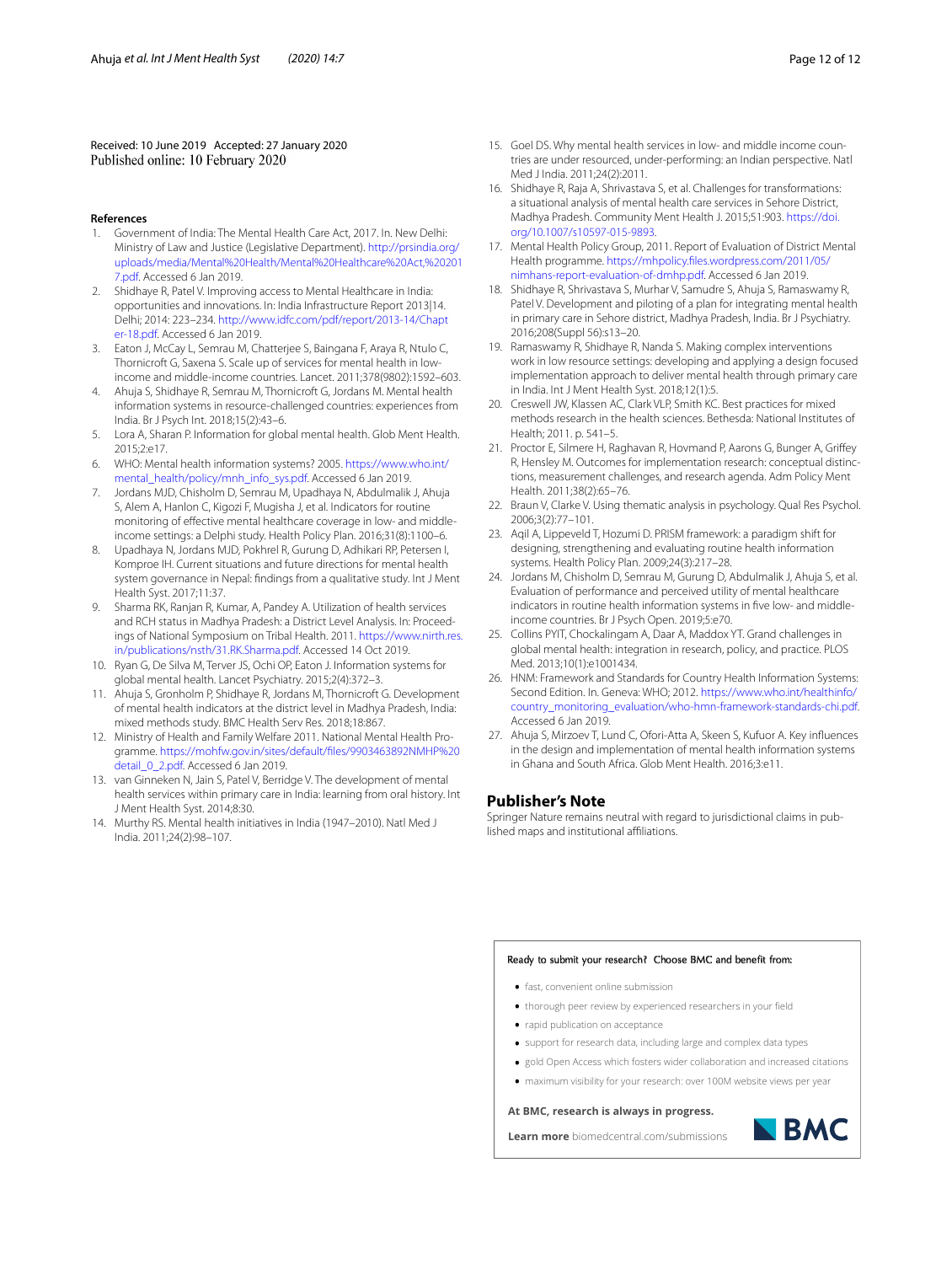Received: 10 June 2019 Accepted: 27 January 2020
Published online: 10 February 2020

## References

1. Government of India: The Mental Health Care Act, 2017. In. New Delhi: Ministry of Law and Justice (Legislative Department). http://prsindia.org/uploads/media/Mental%20Health/Mental%20Healthcare%20Act,%202017.pdf. Accessed 6 Jan 2019.
2. Shidhaye R, Patel V. Improving access to Mental Healthcare in India: opportunities and innovations. In: India Infrastructure Report 2013|14. Delhi; 2014: 223–234. http://www.idfc.com/pdf/report/2013-14/Chapter-18.pdf. Accessed 6 Jan 2019.
3. Eaton J, McCay L, Semrau M, Chatterjee S, Baingana F, Araya R, Ntulo C, Thornicroft G, Saxena S. Scale up of services for mental health in low-income and middle-income countries. Lancet. 2011;378(9802):1592–603.
4. Ahuja S, Shidhaye R, Semrau M, Thornicroft G, Jordans M. Mental health information systems in resource-challenged countries: experiences from India. Br J Psych Int. 2018;15(2):43–6.
5. Lora A, Sharan P. Information for global mental health. Glob Ment Health. 2015;2:e17.
6. WHO: Mental health information systems? 2005. https://www.who.int/mental_health/policy/mnh_info_sys.pdf. Accessed 6 Jan 2019.
7. Jordans MJD, Chisholm D, Semrau M, Upadhaya N, Abdulmalik J, Ahuja S, Alem A, Hanlon C, Kigozi F, Mugisha J, et al. Indicators for routine monitoring of effective mental healthcare coverage in low- and middle-income settings: a Delphi study. Health Policy Plan. 2016;31(8):1100–6.
8. Upadhaya N, Jordans MJD, Pokhrel R, Gurung D, Adhikari RP, Petersen I, Komproe IH. Current situations and future directions for mental health system governance in Nepal: findings from a qualitative study. Int J Ment Health Syst. 2017;11:37.
9. Sharma RK, Ranjan R, Kumar, A, Pandey A. Utilization of health services and RCH status in Madhya Pradesh: a District Level Analysis. In: Proceedings of National Symposium on Tribal Health. 2011. https://www.nirth.res.in/publications/nsth/31.RK.Sharma.pdf. Accessed 14 Oct 2019.
10. Ryan G, De Silva M, Terver JS, Ochi OP, Eaton J. Information systems for global mental health. Lancet Psychiatry. 2015;2(4):372–3.
11. Ahuja S, Gronholm P, Shidhaye R, Jordans M, Thornicroft G. Development of mental health indicators at the district level in Madhya Pradesh, India: mixed methods study. BMC Health Serv Res. 2018;18:867.
12. Ministry of Health and Family Welfare 2011. National Mental Health Programme. https://mohfw.gov.in/sites/default/files/9903463892NMHP%20detail_0_2.pdf. Accessed 6 Jan 2019.
13. van Ginneken N, Jain S, Patel V, Berridge V. The development of mental health services within primary care in India: learning from oral history. Int J Ment Health Syst. 2014;8:30.
14. Murthy RS. Mental health initiatives in India (1947–2010). Natl Med J India. 2011;24(2):98–107.
15. Goel DS. Why mental health services in low- and middle income countries are under resourced, under-performing: an Indian perspective. Natl Med J India. 2011;24(2):2011.
16. Shidhaye R, Raja A, Shrivastava S, et al. Challenges for transformations: a situational analysis of mental health care services in Sehore District, Madhya Pradesh. Community Ment Health J. 2015;51:903. https://doi.org/10.1007/s10597-015-9893.
17. Mental Health Policy Group, 2011. Report of Evaluation of District Mental Health programme. https://mhpolicy.files.wordpress.com/2011/05/nimhans-report-evaluation-of-dmhp.pdf. Accessed 6 Jan 2019.
18. Shidhaye R, Shrivastava S, Murhar V, Samudre S, Ahuja S, Ramaswamy R, Patel V. Development and piloting of a plan for integrating mental health in primary care in Sehore district, Madhya Pradesh, India. Br J Psychiatry. 2016;208(Suppl 56):s13–20.
19. Ramaswamy R, Shidhaye R, Nanda S. Making complex interventions work in low resource settings: developing and applying a design focused implementation approach to deliver mental health through primary care in India. Int J Ment Health Syst. 2018;12(1):5.
20. Creswell JW, Klassen AC, Clark VLP, Smith KC. Best practices for mixed methods research in the health sciences. Bethesda: National Institutes of Health; 2011. p. 541–5.
21. Proctor E, Silmere H, Raghavan R, Hovmand P, Aarons G, Bunger A, Griffey R, Hensley M. Outcomes for implementation research: conceptual distinctions, measurement challenges, and research agenda. Adm Policy Ment Health. 2011;38(2):65–76.
22. Braun V, Clarke V. Using thematic analysis in psychology. Qual Res Psychol. 2006;3(2):77–101.
23. Aqil A, Lippeveld T, Hozumi D. PRISM framework: a paradigm shift for designing, strengthening and evaluating routine health information systems. Health Policy Plan. 2009;24(3):217–28.
24. Jordans M, Chisholm D, Semrau M, Gurung D, Abdulmalik J, Ahuja S, et al. Evaluation of performance and perceived utility of mental healthcare indicators in routine health information systems in five low- and middle-income countries. Br J Psych Open. 2019;5:e70.
25. Collins PYIT, Chockalingam A, Daar A, Maddox YT. Grand challenges in global mental health: integration in research, policy, and practice. PLOS Med. 2013;10(1):e1001434.
26. HNM: Framework and Standards for Country Health Information Systems: Second Edition. In. Geneva: WHO; 2012. https://www.who.int/healthinfo/country_monitoring_evaluation/who-hmn-framework-standards-chi.pdf. Accessed 6 Jan 2019.
27. Ahuja S, Mirzoev T, Lund C, Ofori-Atta A, Skeen S, Kufuor A. Key influences in the design and implementation of mental health information systems in Ghana and South Africa. Glob Ment Health. 2016;3:e11.

## Publisher's Note

Springer Nature remains neutral with regard to jurisdictional claims in published maps and institutional affiliations.

Ready to submit your research? Choose BMC and benefit from:

- fast, convenient online submission
- thorough peer review by experienced researchers in your field
- rapid publication on acceptance
- support for research data, including large and complex data types
- gold Open Access which fosters wider collaboration and increased citations
- maximum visibility for your research: over 100M website views per year

**At BMC, research is always in progress.**

**Learn more** biomedcentral.com/submissions

BMC